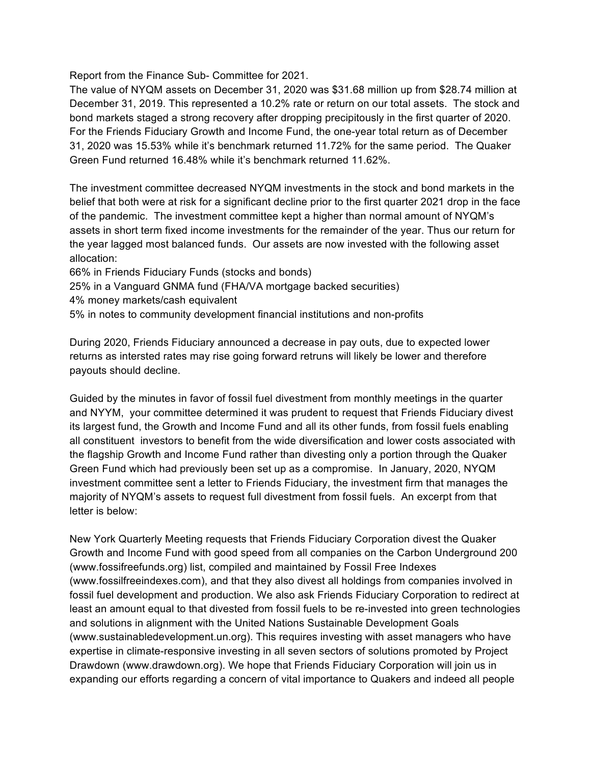Report from the Finance Sub- Committee for 2021.

The value of NYQM assets on December 31, 2020 was $31.68 million up from $28.74 million at December 31, 2019. This represented a 10.2% rate or return on our total assets. The stock and bond markets staged a strong recovery after dropping precipitously in the first quarter of 2020. For the Friends Fiduciary Growth and Income Fund, the one-year total return as of December 31, 2020 was 15.53% while it's benchmark returned 11.72% for the same period. The Quaker Green Fund returned 16.48% while it's benchmark returned 11.62%.

The investment committee decreased NYQM investments in the stock and bond markets in the belief that both were at risk for a significant decline prior to the first quarter 2021 drop in the face of the pandemic. The investment committee kept a higher than normal amount of NYQM's assets in short term fixed income investments for the remainder of the year. Thus our return for the year lagged most balanced funds. Our assets are now invested with the following asset allocation:

66% in Friends Fiduciary Funds (stocks and bonds)
25% in a Vanguard GNMA fund (FHA/VA mortgage backed securities)
4% money markets/cash equivalent
5% in notes to community development financial institutions and non-profits

During 2020, Friends Fiduciary announced a decrease in pay outs, due to expected lower returns as intersted rates may rise going forward retruns will likely be lower and therefore payouts should decline.

Guided by the minutes in favor of fossil fuel divestment from monthly meetings in the quarter and NYYM, your committee determined it was prudent to request that Friends Fiduciary divest its largest fund, the Growth and Income Fund and all its other funds, from fossil fuels enabling all constituent investors to benefit from the wide diversification and lower costs associated with the flagship Growth and Income Fund rather than divesting only a portion through the Quaker Green Fund which had previously been set up as a compromise. In January, 2020, NYQM investment committee sent a letter to Friends Fiduciary, the investment firm that manages the majority of NYQM's assets to request full divestment from fossil fuels. An excerpt from that letter is below:

New York Quarterly Meeting requests that Friends Fiduciary Corporation divest the Quaker Growth and Income Fund with good speed from all companies on the Carbon Underground 200 (www.fossifreefunds.org) list, compiled and maintained by Fossil Free Indexes (www.fossilfreeindexes.com), and that they also divest all holdings from companies involved in fossil fuel development and production. We also ask Friends Fiduciary Corporation to redirect at least an amount equal to that divested from fossil fuels to be re-invested into green technologies and solutions in alignment with the United Nations Sustainable Development Goals (www.sustainabledevelopment.un.org). This requires investing with asset managers who have expertise in climate-responsive investing in all seven sectors of solutions promoted by Project Drawdown (www.drawdown.org). We hope that Friends Fiduciary Corporation will join us in expanding our efforts regarding a concern of vital importance to Quakers and indeed all people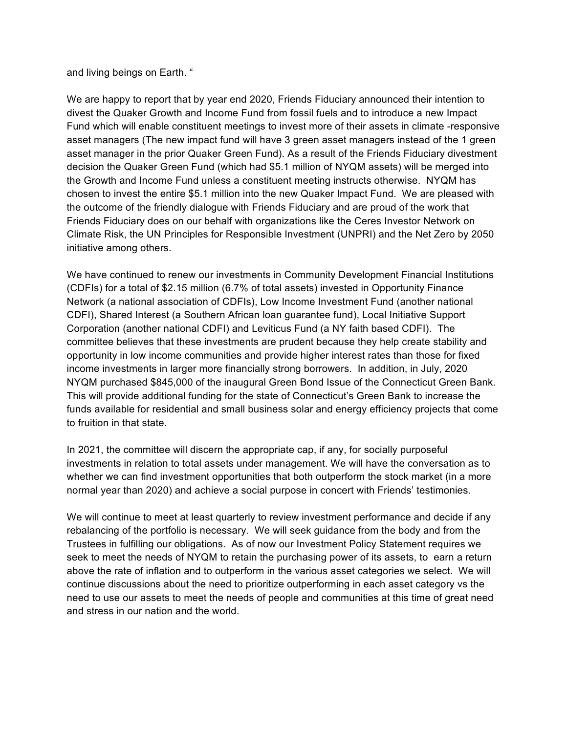and living beings on Earth. "

We are happy to report that by year end 2020, Friends Fiduciary announced their intention to divest the Quaker Growth and Income Fund from fossil fuels and to introduce a new Impact Fund which will enable constituent meetings to invest more of their assets in climate -responsive asset managers (The new impact fund will have 3 green asset managers instead of the 1 green asset manager in the prior Quaker Green Fund). As a result of the Friends Fiduciary divestment decision the Quaker Green Fund (which had $5.1 million of NYQM assets) will be merged into the Growth and Income Fund unless a constituent meeting instructs otherwise. NYQM has chosen to invest the entire $5.1 million into the new Quaker Impact Fund. We are pleased with the outcome of the friendly dialogue with Friends Fiduciary and are proud of the work that Friends Fiduciary does on our behalf with organizations like the Ceres Investor Network on Climate Risk, the UN Principles for Responsible Investment (UNPRI) and the Net Zero by 2050 initiative among others.

We have continued to renew our investments in Community Development Financial Institutions (CDFIs) for a total of $2.15 million (6.7% of total assets) invested in Opportunity Finance Network (a national association of CDFIs), Low Income Investment Fund (another national CDFI), Shared Interest (a Southern African loan guarantee fund), Local Initiative Support Corporation (another national CDFI) and Leviticus Fund (a NY faith based CDFI). The committee believes that these investments are prudent because they help create stability and opportunity in low income communities and provide higher interest rates than those for fixed income investments in larger more financially strong borrowers. In addition, in July, 2020 NYQM purchased $845,000 of the inaugural Green Bond Issue of the Connecticut Green Bank. This will provide additional funding for the state of Connecticut's Green Bank to increase the funds available for residential and small business solar and energy efficiency projects that come to fruition in that state.

In 2021, the committee will discern the appropriate cap, if any, for socially purposeful investments in relation to total assets under management. We will have the conversation as to whether we can find investment opportunities that both outperform the stock market (in a more normal year than 2020) and achieve a social purpose in concert with Friends' testimonies.

We will continue to meet at least quarterly to review investment performance and decide if any rebalancing of the portfolio is necessary. We will seek guidance from the body and from the Trustees in fulfilling our obligations. As of now our Investment Policy Statement requires we seek to meet the needs of NYQM to retain the purchasing power of its assets, to earn a return above the rate of inflation and to outperform in the various asset categories we select. We will continue discussions about the need to prioritize outperforming in each asset category vs the need to use our assets to meet the needs of people and communities at this time of great need and stress in our nation and the world.